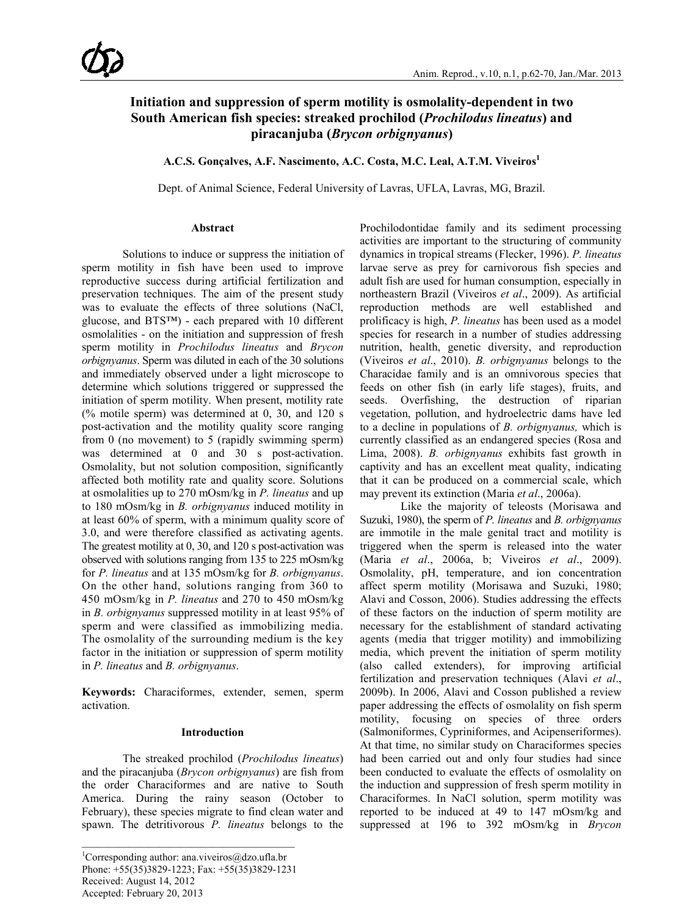# Initiation and suppression of sperm motility is osmolality-dependent in two South American fish species: streaked prochilod (*Prochilodus lineatus*) and piracanjuba (*Brycon orbignyanus*)

**A.C.S. Gonçalves, A.F. Nascimento, A.C. Costa, M.C. Leal, A.T.M. Viveiros[1]**

Dept. of Animal Science, Federal University of Lavras, UFLA, Lavras, MG, Brazil.

## Abstract

Solutions to induce or suppress the initiation of sperm motility in fish have been used to improve reproductive success during artificial fertilization and preservation techniques. The aim of the present study was to evaluate the effects of three solutions (NaCl, glucose, and BTS™) - each prepared with 10 different osmolalities - on the initiation and suppression of fresh sperm motility in *Prochilodus lineatus* and *Brycon orbignyanus*. Sperm was diluted in each of the 30 solutions and immediately observed under a light microscope to determine which solutions triggered or suppressed the initiation of sperm motility. When present, motility rate (% motile sperm) was determined at 0, 30, and 120 s post-activation and the motility quality score ranging from 0 (no movement) to 5 (rapidly swimming sperm) was determined at 0 and 30 s post-activation. Osmolality, but not solution composition, significantly affected both motility rate and quality score. Solutions at osmolalities up to 270 mOsm/kg in *P. lineatus* and up to 180 mOsm/kg in *B. orbignyanus* induced motility in at least 60% of sperm, with a minimum quality score of 3.0, and were therefore classified as activating agents. The greatest motility at 0, 30, and 120 s post-activation was observed with solutions ranging from 135 to 225 mOsm/kg for *P. lineatus* and at 135 mOsm/kg for *B. orbignyanus*. On the other hand, solutions ranging from 360 to 450 mOsm/kg in *P. lineatus* and 270 to 450 mOsm/kg in *B. orbignyanus* suppressed motility in at least 95% of sperm and were classified as immobilizing media. The osmolality of the surrounding medium is the key factor in the initiation or suppression of sperm motility in *P. lineatus* and *B. orbignyanus*.

**Keywords:** Characiformes, extender, semen, sperm activation.

## Introduction

The streaked prochilod (*Prochilodus lineatus*) and the piracanjuba (*Brycon orbignyanus*) are fish from the order Characiformes and are native to South America. During the rainy season (October to February), these species migrate to find clean water and spawn. The detritivorous *P. lineatus* belongs to the Prochilodontidae family and its sediment processing activities are important to the structuring of community dynamics in tropical streams (Flecker, 1996). *P. lineatus* larvae serve as prey for carnivorous fish species and adult fish are used for human consumption, especially in northeastern Brazil (Viveiros *et al*., 2009). As artificial reproduction methods are well established and prolificacy is high, *P. lineatus* has been used as a model species for research in a number of studies addressing nutrition, health, genetic diversity, and reproduction (Viveiros *et al*., 2010). *B. orbignyanus* belongs to the Characidae family and is an omnivorous species that feeds on other fish (in early life stages), fruits, and seeds. Overfishing, the destruction of riparian vegetation, pollution, and hydroelectric dams have led to a decline in populations of *B. orbignyanus,* which is currently classified as an endangered species (Rosa and Lima, 2008). *B. orbignyanus* exhibits fast growth in captivity and has an excellent meat quality, indicating that it can be produced on a commercial scale, which may prevent its extinction (Maria *et al*., 2006a).

Like the majority of teleosts (Morisawa and Suzuki, 1980), the sperm of *P. lineatus* and *B. orbignyanus* are immotile in the male genital tract and motility is triggered when the sperm is released into the water (Maria *et al*., 2006a, b; Viveiros *et al*., 2009). Osmolality, pH, temperature, and ion concentration affect sperm motility (Morisawa and Suzuki, 1980; Alavi and Cosson, 2006). Studies addressing the effects of these factors on the induction of sperm motility are necessary for the establishment of standard activating agents (media that trigger motility) and immobilizing media, which prevent the initiation of sperm motility (also called extenders), for improving artificial fertilization and preservation techniques (Alavi *et al*., 2009b). In 2006, Alavi and Cosson published a review paper addressing the effects of osmolality on fish sperm motility, focusing on species of three orders (Salmoniformes, Cypriniformes, and Acipenseriformes). At that time, no similar study on Characiformes species had been carried out and only four studies had since been conducted to evaluate the effects of osmolality on the induction and suppression of fresh sperm motility in Characiformes. In NaCl solution, sperm motility was reported to be induced at 49 to 147 mOsm/kg and suppressed at 196 to 392 mOsm/kg in *Brycon*

[1]Corresponding author: ana.viveiros@dzo.ufla.br
Phone: +55(35)3829-1223; Fax: +55(35)3829-1231
Received: August 14, 2012
Accepted: February 20, 2013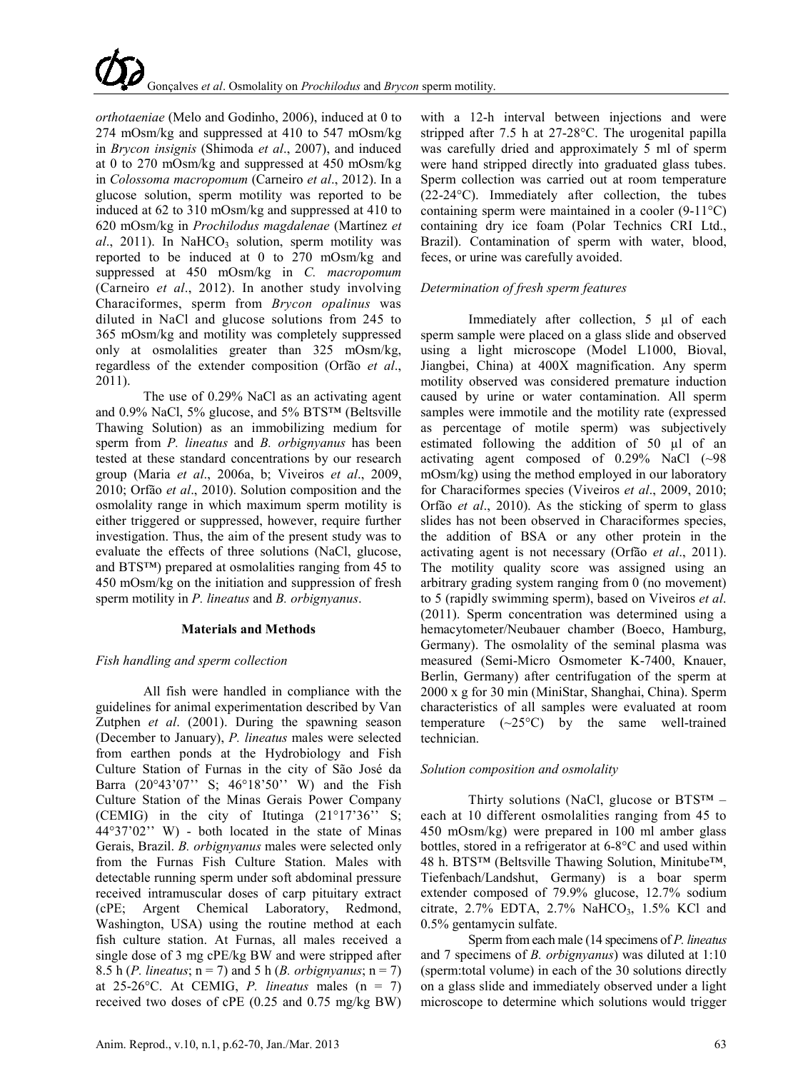*orthotaeniae* (Melo and Godinho, 2006), induced at 0 to 274 mOsm/kg and suppressed at 410 to 547 mOsm/kg in *Brycon insignis* (Shimoda *et al*., 2007), and induced at 0 to 270 mOsm/kg and suppressed at 450 mOsm/kg in *Colossoma macropomum* (Carneiro *et al*., 2012). In a glucose solution, sperm motility was reported to be induced at 62 to 310 mOsm/kg and suppressed at 410 to 620 mOsm/kg in *Prochilodus magdalenae* (Martínez *et al*., 2011). In $NaHCO_3$ solution, sperm motility was reported to be induced at 0 to 270 mOsm/kg and suppressed at 450 mOsm/kg in *C. macropomum* (Carneiro *et al*., 2012). In another study involving Characiformes, sperm from *Brycon opalinus* was diluted in NaCl and glucose solutions from 245 to 365 mOsm/kg and motility was completely suppressed only at osmolalities greater than 325 mOsm/kg, regardless of the extender composition (Orfão *et al*., 2011).

The use of 0.29% NaCl as an activating agent and 0.9% NaCl, 5% glucose, and 5% BTS™ (Beltsville Thawing Solution) as an immobilizing medium for sperm from *P. lineatus* and *B. orbignyanus* has been tested at these standard concentrations by our research group (Maria *et al*., 2006a, b; Viveiros *et al*., 2009, 2010; Orfão *et al*., 2010). Solution composition and the osmolality range in which maximum sperm motility is either triggered or suppressed, however, require further investigation. Thus, the aim of the present study was to evaluate the effects of three solutions (NaCl, glucose, and BTS™) prepared at osmolalities ranging from 45 to 450 mOsm/kg on the initiation and suppression of fresh sperm motility in *P. lineatus* and *B. orbignyanus*.

## Materials and Methods

### *Fish handling and sperm collection*

All fish were handled in compliance with the guidelines for animal experimentation described by Van Zutphen *et al*. (2001). During the spawning season (December to January), *P. lineatus* males were selected from earthen ponds at the Hydrobiology and Fish Culture Station of Furnas in the city of São José da Barra (20°43'07'' S; 46°18'50'' W) and the Fish Culture Station of the Minas Gerais Power Company (CEMIG) in the city of Itutinga (21°17'36'' S; 44°37'02'' W) - both located in the state of Minas Gerais, Brazil. *B. orbignyanus* males were selected only from the Furnas Fish Culture Station. Males with detectable running sperm under soft abdominal pressure received intramuscular doses of carp pituitary extract (cPE; Argent Chemical Laboratory, Redmond, Washington, USA) using the routine method at each fish culture station. At Furnas, all males received a single dose of 3 mg cPE/kg BW and were stripped after 8.5 h (*P. lineatus*; n = 7) and 5 h (*B. orbignyanus*; n = 7) at 25-26°C. At CEMIG, *P. lineatus* males (n = 7) received two doses of cPE (0.25 and 0.75 mg/kg BW) with a 12-h interval between injections and were stripped after 7.5 h at 27-28°C. The urogenital papilla was carefully dried and approximately 5 ml of sperm were hand stripped directly into graduated glass tubes. Sperm collection was carried out at room temperature (22-24°C). Immediately after collection, the tubes containing sperm were maintained in a cooler (9-11°C) containing dry ice foam (Polar Technics CRI Ltd., Brazil). Contamination of sperm with water, blood, feces, or urine was carefully avoided.

### *Determination of fresh sperm features*

Immediately after collection, 5 µl of each sperm sample were placed on a glass slide and observed using a light microscope (Model L1000, Bioval, Jiangbei, China) at 400X magnification. Any sperm motility observed was considered premature induction caused by urine or water contamination. All sperm samples were immotile and the motility rate (expressed as percentage of motile sperm) was subjectively estimated following the addition of 50 µl of an activating agent composed of 0.29% NaCl (~98 mOsm/kg) using the method employed in our laboratory for Characiformes species (Viveiros *et al*., 2009, 2010; Orfão *et al*., 2010). As the sticking of sperm to glass slides has not been observed in Characiformes species, the addition of BSA or any other protein in the activating agent is not necessary (Orfão *et al*., 2011). The motility quality score was assigned using an arbitrary grading system ranging from 0 (no movement) to 5 (rapidly swimming sperm), based on Viveiros *et al*. (2011). Sperm concentration was determined using a hemacytometer/Neubauer chamber (Boeco, Hamburg, Germany). The osmolality of the seminal plasma was measured (Semi-Micro Osmometer K-7400, Knauer, Berlin, Germany) after centrifugation of the sperm at 2000 x g for 30 min (MiniStar, Shanghai, China). Sperm characteristics of all samples were evaluated at room temperature (~25°C) by the same well-trained technician.

### *Solution composition and osmolality*

Thirty solutions (NaCl, glucose or BTS™ – each at 10 different osmolalities ranging from 45 to 450 mOsm/kg) were prepared in 100 ml amber glass bottles, stored in a refrigerator at 6-8°C and used within 48 h. BTS™ (Beltsville Thawing Solution, Minitube™, Tiefenbach/Landshut, Germany) is a boar sperm extender composed of 79.9% glucose, 12.7% sodium citrate, 2.7% EDTA, 2.7% $NaHCO_3$, 1.5% KCl and 0.5% gentamycin sulfate.

Sperm from each male (14 specimens of *P. lineatus* and 7 specimens of *B. orbignyanus*) was diluted at 1:10 (sperm:total volume) in each of the 30 solutions directly on a glass slide and immediately observed under a light microscope to determine which solutions would trigger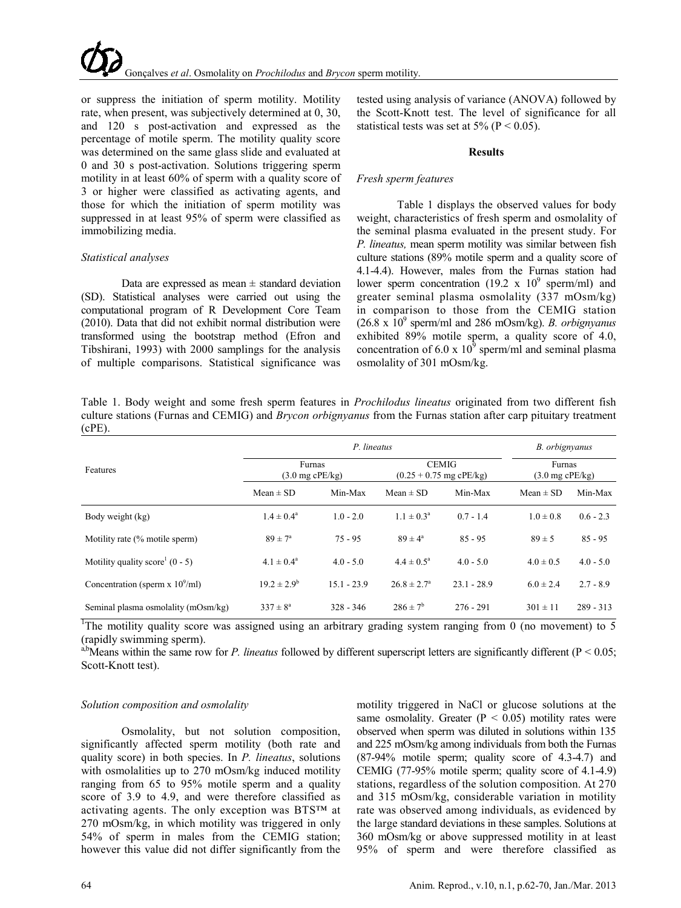or suppress the initiation of sperm motility. Motility rate, when present, was subjectively determined at 0, 30, and 120 s post-activation and expressed as the percentage of motile sperm. The motility quality score was determined on the same glass slide and evaluated at 0 and 30 s post-activation. Solutions triggering sperm motility in at least 60% of sperm with a quality score of 3 or higher were classified as activating agents, and those for which the initiation of sperm motility was suppressed in at least 95% of sperm were classified as immobilizing media.

### Statistical analyses

Data are expressed as mean ± standard deviation (SD). Statistical analyses were carried out using the computational program of R Development Core Team (2010). Data that did not exhibit normal distribution were transformed using the bootstrap method (Efron and Tibshirani, 1993) with 2000 samplings for the analysis of multiple comparisons. Statistical significance was tested using analysis of variance (ANOVA) followed by the Scott-Knott test. The level of significance for all statistical tests was set at 5% ($P < 0.05$).

## Results

### Fresh sperm features

Table 1 displays the observed values for body weight, characteristics of fresh sperm and osmolality of the seminal plasma evaluated in the present study. For *P. lineatus,* mean sperm motility was similar between fish culture stations (89% motile sperm and a quality score of 4.1-4.4). However, males from the Furnas station had lower sperm concentration ($19.2 \times 10^9$ sperm/ml) and greater seminal plasma osmolality (337 mOsm/kg) in comparison to those from the CEMIG station ($26.8 \times 10^9$ sperm/ml and 286 mOsm/kg). *B. orbignyanus* exhibited 89% motile sperm, a quality score of 4.0, concentration of $6.0 \times 10^9$ sperm/ml and seminal plasma osmolality of 301 mOsm/kg.

Table 1. Body weight and some fresh sperm features in *Prochilodus lineatus* originated from two different fish culture stations (Furnas and CEMIG) and *Brycon orbignyanus* from the Furnas station after carp pituitary treatment (cPE).

| Features | *P. lineatus* | | | | *B. orbignyanus* | |
|---|---|---|---|---|---|---|
| | Furnas (3.0 mg cPE/kg) | | CEMIG (0.25 + 0.75 mg cPE/kg) | | Furnas (3.0 mg cPE/kg) | |
| | Mean ± SD | Min-Max | Mean ± SD | Min-Max | Mean ± SD | Min-Max |
| Body weight (kg) | $1.4 \pm 0.4^a$ | 1.0 - 2.0 | $1.1 \pm 0.3^a$ | 0.7 - 1.4 | 1.0 ± 0.8 | 0.6 - 2.3 |
| Motility rate (% motile sperm) | $89 \pm 7^a$ | 75 - 95 | $89 \pm 4^a$ | 85 - 95 | 89 ± 5 | 85 - 95 |
| Motility quality score[1] (0 - 5) | $4.1 \pm 0.4^a$ | 4.0 - 5.0 | $4.4 \pm 0.5^a$ | 4.0 - 5.0 | 4.0 ± 0.5 | 4.0 - 5.0 |
| Concentration (sperm x $10^9$/ml) | $19.2 \pm 2.9^b$ | 15.1 - 23.9 | $26.8 \pm 2.7^a$ | 23.1 - 28.9 | 6.0 ± 2.4 | 2.7 - 8.9 |
| Seminal plasma osmolality (mOsm/kg) | $337 \pm 8^a$ | 328 - 346 | $286 \pm 7^b$ | 276 - 291 | 301 ± 11 | 289 - 313 |

[1]The motility quality score was assigned using an arbitrary grading system ranging from 0 (no movement) to 5 (rapidly swimming sperm).

[a,b]Means within the same row for *P. lineatus* followed by different superscript letters are significantly different ($P < 0.05$; Scott-Knott test).

### Solution composition and osmolality

Osmolality, but not solution composition, significantly affected sperm motility (both rate and quality score) in both species. In *P. lineatus*, solutions with osmolalities up to 270 mOsm/kg induced motility ranging from 65 to 95% motile sperm and a quality score of 3.9 to 4.9, and were therefore classified as activating agents. The only exception was BTS™ at 270 mOsm/kg, in which motility was triggered in only 54% of sperm in males from the CEMIG station; however this value did not differ significantly from the motility triggered in NaCl or glucose solutions at the same osmolality. Greater ($P < 0.05$) motility rates were observed when sperm was diluted in solutions within 135 and 225 mOsm/kg among individuals from both the Furnas (87-94% motile sperm; quality score of 4.3-4.7) and CEMIG (77-95% motile sperm; quality score of 4.1-4.9) stations, regardless of the solution composition. At 270 and 315 mOsm/kg, considerable variation in motility rate was observed among individuals, as evidenced by the large standard deviations in these samples. Solutions at 360 mOsm/kg or above suppressed motility in at least 95% of sperm and were therefore classified as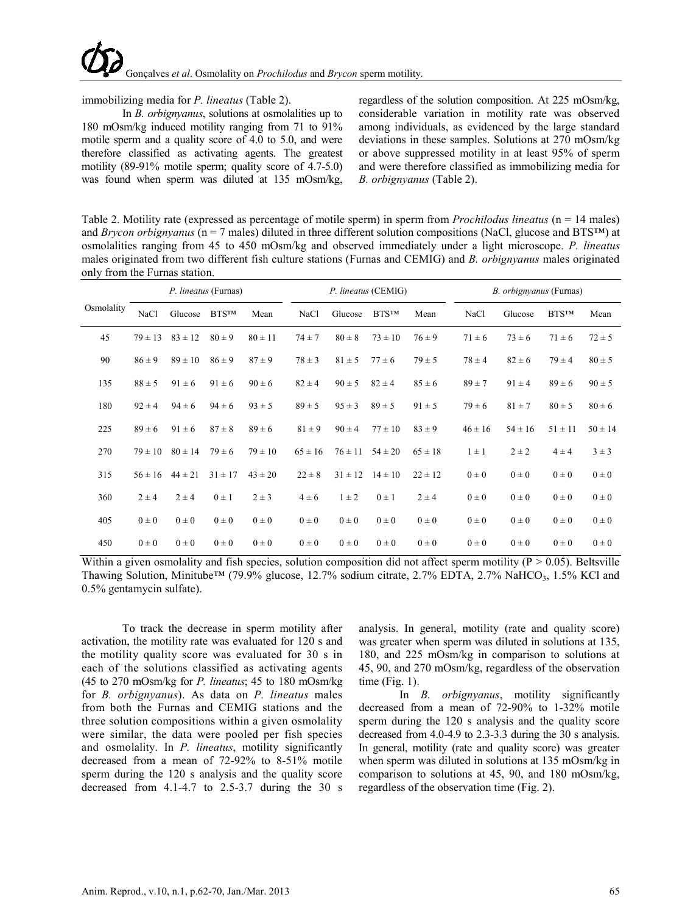immobilizing media for *P. lineatus* (Table 2).

In *B. orbignyanus*, solutions at osmolalities up to 180 mOsm/kg induced motility ranging from 71 to 91% motile sperm and a quality score of 4.0 to 5.0, and were therefore classified as activating agents. The greatest motility (89-91% motile sperm; quality score of 4.7-5.0) was found when sperm was diluted at 135 mOsm/kg, regardless of the solution composition. At 225 mOsm/kg, considerable variation in motility rate was observed among individuals, as evidenced by the large standard deviations in these samples. Solutions at 270 mOsm/kg or above suppressed motility in at least 95% of sperm and were therefore classified as immobilizing media for *B. orbignyanus* (Table 2).

Table 2. Motility rate (expressed as percentage of motile sperm) in sperm from *Prochilodus lineatus* (n = 14 males) and *Brycon orbignyanus* (n = 7 males) diluted in three different solution compositions (NaCl, glucose and BTS™) at osmolalities ranging from 45 to 450 mOsm/kg and observed immediately under a light microscope. *P. lineatus* males originated from two different fish culture stations (Furnas and CEMIG) and *B. orbignyanus* males originated only from the Furnas station.

| Osmolality | *P. lineatus* (Furnas) | | | | *P. lineatus* (CEMIG) | | | | *B. orbignyanus* (Furnas) | | | |
|---|---|---|---|---|---|---|---|---|---|---|---|---|
| | NaCl | Glucose | BTS™ | Mean | NaCl | Glucose | BTS™ | Mean | NaCl | Glucose | BTS™ | Mean |
| 45 | 79 ± 13 | 83 ± 12 | 80 ± 9 | 80 ± 11 | 74 ± 7 | 80 ± 8 | 73 ± 10 | 76 ± 9 | 71 ± 6 | 73 ± 6 | 71 ± 6 | 72 ± 5 |
| 90 | 86 ± 9 | 89 ± 10 | 86 ± 9 | 87 ± 9 | 78 ± 3 | 81 ± 5 | 77 ± 6 | 79 ± 5 | 78 ± 4 | 82 ± 6 | 79 ± 4 | 80 ± 5 |
| 135 | 88 ± 5 | 91 ± 6 | 91 ± 6 | 90 ± 6 | 82 ± 4 | 90 ± 5 | 82 ± 4 | 85 ± 6 | 89 ± 7 | 91 ± 4 | 89 ± 6 | 90 ± 5 |
| 180 | 92 ± 4 | 94 ± 6 | 94 ± 6 | 93 ± 5 | 89 ± 5 | 95 ± 3 | 89 ± 5 | 91 ± 5 | 79 ± 6 | 81 ± 7 | 80 ± 5 | 80 ± 6 |
| 225 | 89 ± 6 | 91 ± 6 | 87 ± 8 | 89 ± 6 | 81 ± 9 | 90 ± 4 | 77 ± 10 | 83 ± 9 | 46 ± 16 | 54 ± 16 | 51 ± 11 | 50 ± 14 |
| 270 | 79 ± 10 | 80 ± 14 | 79 ± 6 | 79 ± 10 | 65 ± 16 | 76 ± 11 | 54 ± 20 | 65 ± 18 | 1 ± 1 | 2 ± 2 | 4 ± 4 | 3 ± 3 |
| 315 | 56 ± 16 | 44 ± 21 | 31 ± 17 | 43 ± 20 | 22 ± 8 | 31 ± 12 | 14 ± 10 | 22 ± 12 | 0 ± 0 | 0 ± 0 | 0 ± 0 | 0 ± 0 |
| 360 | 2 ± 4 | 2 ± 4 | 0 ± 1 | 2 ± 3 | 4 ± 6 | 1 ± 2 | 0 ± 1 | 2 ± 4 | 0 ± 0 | 0 ± 0 | 0 ± 0 | 0 ± 0 |
| 405 | 0 ± 0 | 0 ± 0 | 0 ± 0 | 0 ± 0 | 0 ± 0 | 0 ± 0 | 0 ± 0 | 0 ± 0 | 0 ± 0 | 0 ± 0 | 0 ± 0 | 0 ± 0 |
| 450 | 0 ± 0 | 0 ± 0 | 0 ± 0 | 0 ± 0 | 0 ± 0 | 0 ± 0 | 0 ± 0 | 0 ± 0 | 0 ± 0 | 0 ± 0 | 0 ± 0 | 0 ± 0 |

Within a given osmolality and fish species, solution composition did not affect sperm motility ($P > 0.05$). Beltsville Thawing Solution, Minitube™ (79.9% glucose, 12.7% sodium citrate, 2.7% EDTA, 2.7% $NaHCO_3$, 1.5% KCl and 0.5% gentamycin sulfate).

To track the decrease in sperm motility after activation, the motility rate was evaluated for 120 s and the motility quality score was evaluated for 30 s in each of the solutions classified as activating agents (45 to 270 mOsm/kg for *P. lineatus*; 45 to 180 mOsm/kg for *B. orbignyanus*). As data on *P. lineatus* males from both the Furnas and CEMIG stations and the three solution compositions within a given osmolality were similar, the data were pooled per fish species and osmolality. In *P. lineatus*, motility significantly decreased from a mean of 72-92% to 8-51% motile sperm during the 120 s analysis and the quality score decreased from 4.1-4.7 to 2.5-3.7 during the 30 s analysis. In general, motility (rate and quality score) was greater when sperm was diluted in solutions at 135, 180, and 225 mOsm/kg in comparison to solutions at 45, 90, and 270 mOsm/kg, regardless of the observation time (Fig. 1).

In *B. orbignyanus*, motility significantly decreased from a mean of 72-90% to 1-32% motile sperm during the 120 s analysis and the quality score decreased from 4.0-4.9 to 2.3-3.3 during the 30 s analysis. In general, motility (rate and quality score) was greater when sperm was diluted in solutions at 135 mOsm/kg in comparison to solutions at 45, 90, and 180 mOsm/kg, regardless of the observation time (Fig. 2).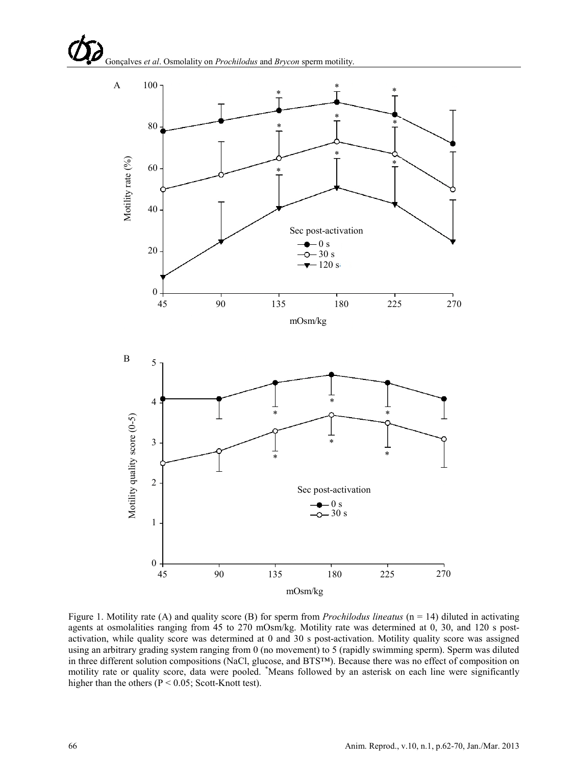Figure 1. Motility rate (A) and quality score (B) for sperm from *Prochilodus lineatus* (n = 14) diluted in activating agents at osmolalities ranging from 45 to 270 mOsm/kg. Motility rate was determined at 0, 30, and 120 s post-activation, while quality score was determined at 0 and 30 s post-activation. Motility quality score was assigned using an arbitrary grading system ranging from 0 (no movement) to 5 (rapidly swimming sperm). Sperm was diluted in three different solution compositions (NaCl, glucose, and BTS™). Because there was no effect of composition on motility rate or quality score, data were pooled. *Means followed by an asterisk on each line were significantly higher than the others ($P < 0.05$; Scott-Knott test).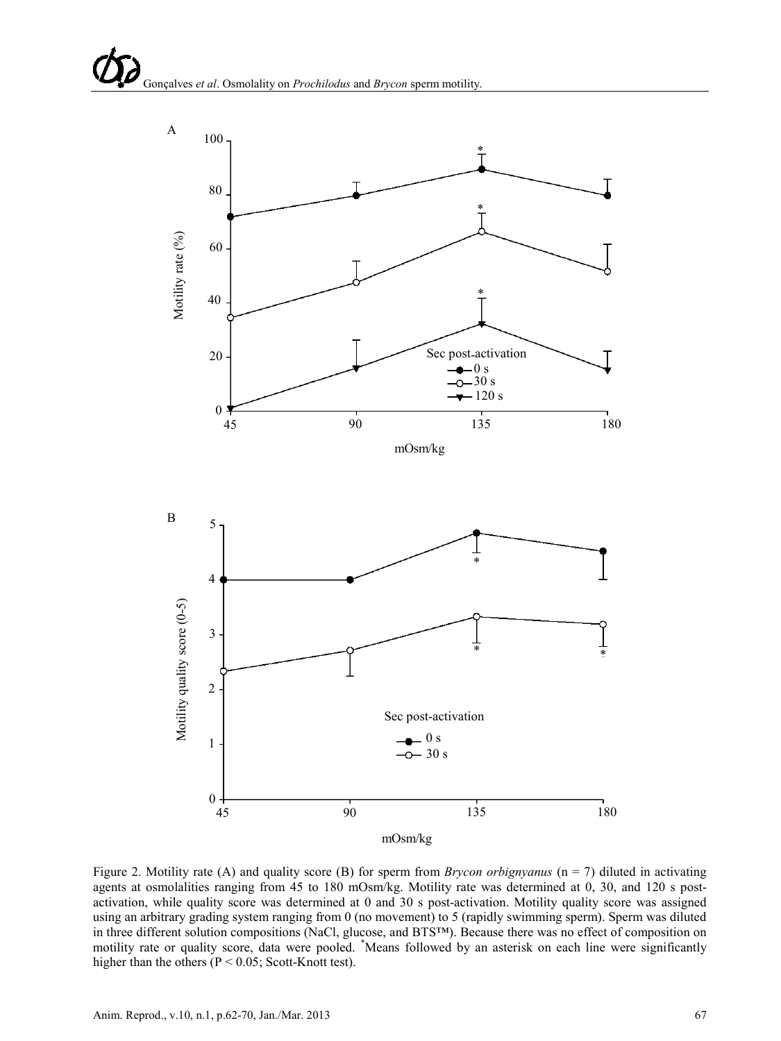Figure 2. Motility rate (A) and quality score (B) for sperm from *Brycon orbignyanus* (n = 7) diluted in activating agents at osmolalities ranging from 45 to 180 mOsm/kg. Motility rate was determined at 0, 30, and 120 s post-activation, while quality score was determined at 0 and 30 s post-activation. Motility quality score was assigned using an arbitrary grading system ranging from 0 (no movement) to 5 (rapidly swimming sperm). Sperm was diluted in three different solution compositions (NaCl, glucose, and BTS™). Because there was no effect of composition on motility rate or quality score, data were pooled. *Means followed by an asterisk on each line were significantly higher than the others ($P < 0.05$; Scott-Knott test).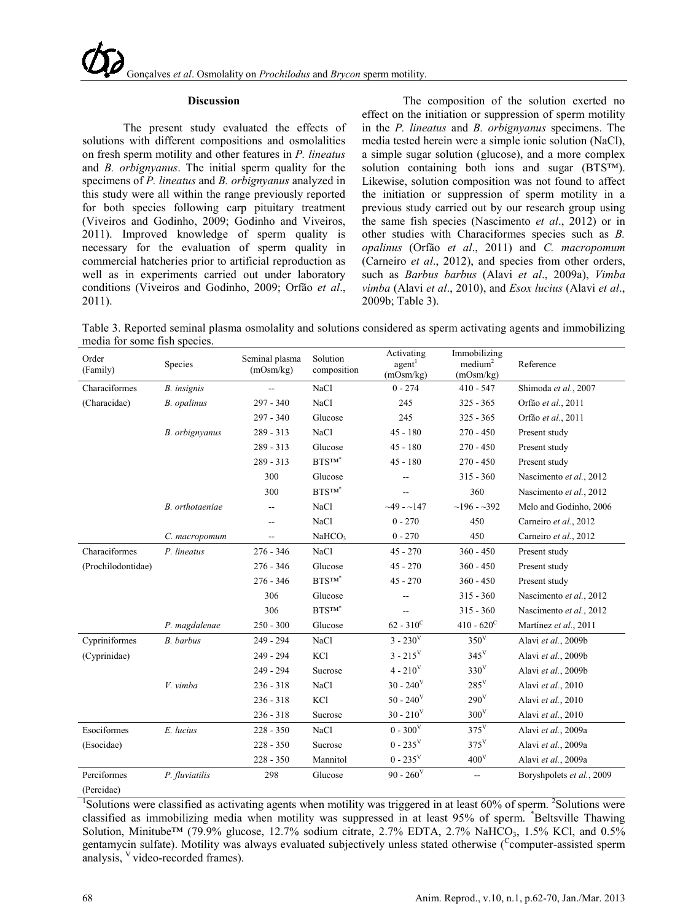## Discussion

The present study evaluated the effects of solutions with different compositions and osmolalities on fresh sperm motility and other features in *P. lineatus* and *B. orbignyanus*. The initial sperm quality for the specimens of *P. lineatus* and *B. orbignyanus* analyzed in this study were all within the range previously reported for both species following carp pituitary treatment (Viveiros and Godinho, 2009; Godinho and Viveiros, 2011). Improved knowledge of sperm quality is necessary for the evaluation of sperm quality in commercial hatcheries prior to artificial reproduction as well as in experiments carried out under laboratory conditions (Viveiros and Godinho, 2009; Orfão *et al*., 2011).

The composition of the solution exerted no effect on the initiation or suppression of sperm motility in the *P. lineatus* and *B. orbignyanus* specimens. The media tested herein were a simple ionic solution (NaCl), a simple sugar solution (glucose), and a more complex solution containing both ions and sugar (BTS™). Likewise, solution composition was not found to affect the initiation or suppression of sperm motility in a previous study carried out by our research group using the same fish species (Nascimento *et al*., 2012) or in other studies with Characiformes species such as *B. opalinus* (Orfão *et al*., 2011) and *C. macropomum* (Carneiro *et al*., 2012), and species from other orders, such as *Barbus barbus* (Alavi *et al*., 2009a), *Vimba vimba* (Alavi *et al*., 2010), and *Esox lucius* (Alavi *et al*., 2009b; Table 3).

Table 3. Reported seminal plasma osmolality and solutions considered as sperm activating agents and immobilizing media for some fish species.

| Order (Family) | Species | Seminal plasma (mOsm/kg) | Solution composition | Activating agent[1] (mOsm/kg) | Immobilizing medium[2] (mOsm/kg) | Reference |
|---|---|---|---|---|---|---|
| Characiformes | *B. insignis* | -- | NaCl | 0 - 274 | 410 - 547 | Shimoda *et al.*, 2007 |
| (Characidae) | *B. opalinus* | 297 - 340 | NaCl | 245 | 325 - 365 | Orfão *et al.*, 2011 |
| | | 297 - 340 | Glucose | 245 | 325 - 365 | Orfão *et al.*, 2011 |
| | *B. orbignyanus* | 289 - 313 | NaCl | 45 - 180 | 270 - 450 | Present study |
| | | 289 - 313 | Glucose | 45 - 180 | 270 - 450 | Present study |
| | | 289 - 313 | BTS™* | 45 - 180 | 270 - 450 | Present study |
| | | 300 | Glucose | -- | 315 - 360 | Nascimento *et al.*, 2012 |
| | | 300 | BTS™* | -- | 360 | Nascimento *et al.*, 2012 |
| | *B. orthotaeniae* | -- | NaCl | ~49 - ~147 | ~196 - ~392 | Melo and Godinho, 2006 |
| | | -- | NaCl | 0 - 270 | 450 | Carneiro *et al.*, 2012 |
| | *C. macropomum* | -- | $NaHCO_3$ | 0 - 270 | 450 | Carneiro *et al.*, 2012 |
| Characiformes | *P. lineatus* | 276 - 346 | NaCl | 45 - 270 | 360 - 450 | Present study |
| (Prochilodontidae) | | 276 - 346 | Glucose | 45 - 270 | 360 - 450 | Present study |
| | | 276 - 346 | BTS™* | 45 - 270 | 360 - 450 | Present study |
| | | 306 | Glucose | -- | 315 - 360 | Nascimento *et al.*, 2012 |
| | | 306 | BTS™* | -- | 315 - 360 | Nascimento *et al.*, 2012 |
| | *P. magdalenae* | 250 - 300 | Glucose | 62 - 310[C] | 410 - 620[C] | Martínez *et al.*, 2011 |
| Cypriniformes | *B. barbus* | 249 - 294 | NaCl | 3 - 230[V] | 350[V] | Alavi *et al.*, 2009b |
| (Cyprinidae) | | 249 - 294 | KCl | 3 - 215[V] | 345[V] | Alavi *et al.*, 2009b |
| | | 249 - 294 | Sucrose | 4 - 210[V] | 330[V] | Alavi *et al.*, 2009b |
| | *V. vimba* | 236 - 318 | NaCl | 30 - 240[V] | 285[V] | Alavi *et al.*, 2010 |
| | | 236 - 318 | KCl | 50 - 240[V] | 290[V] | Alavi *et al.*, 2010 |
| | | 236 - 318 | Sucrose | 30 - 210[V] | 300[V] | Alavi *et al.*, 2010 |
| Esociformes | *E. lucius* | 228 - 350 | NaCl | 0 - 300[V] | 375[V] | Alavi *et al.*, 2009a |
| (Esocidae) | | 228 - 350 | Sucrose | 0 - 235[V] | 375[V] | Alavi *et al.*, 2009a |
| | | 228 - 350 | Mannitol | 0 - 235[V] | 400[V] | Alavi *et al.*, 2009a |
| Perciformes (Percidae) | *P. fluviatilis* | 298 | Glucose | 90 - 260[V] | -- | Boryshpolets *et al.*, 2009 |

[1]Solutions were classified as activating agents when motility was triggered in at least 60% of sperm. [2]Solutions were classified as immobilizing media when motility was suppressed in at least 95% of sperm. *Beltsville Thawing Solution, Minitube™ (79.9% glucose, 12.7% sodium citrate, 2.7% EDTA, 2.7% $NaHCO_3$, 1.5% KCl, and 0.5% gentamycin sulfate). Motility was always evaluated subjectively unless stated otherwise ([C]computer-assisted sperm analysis, [V] video-recorded frames).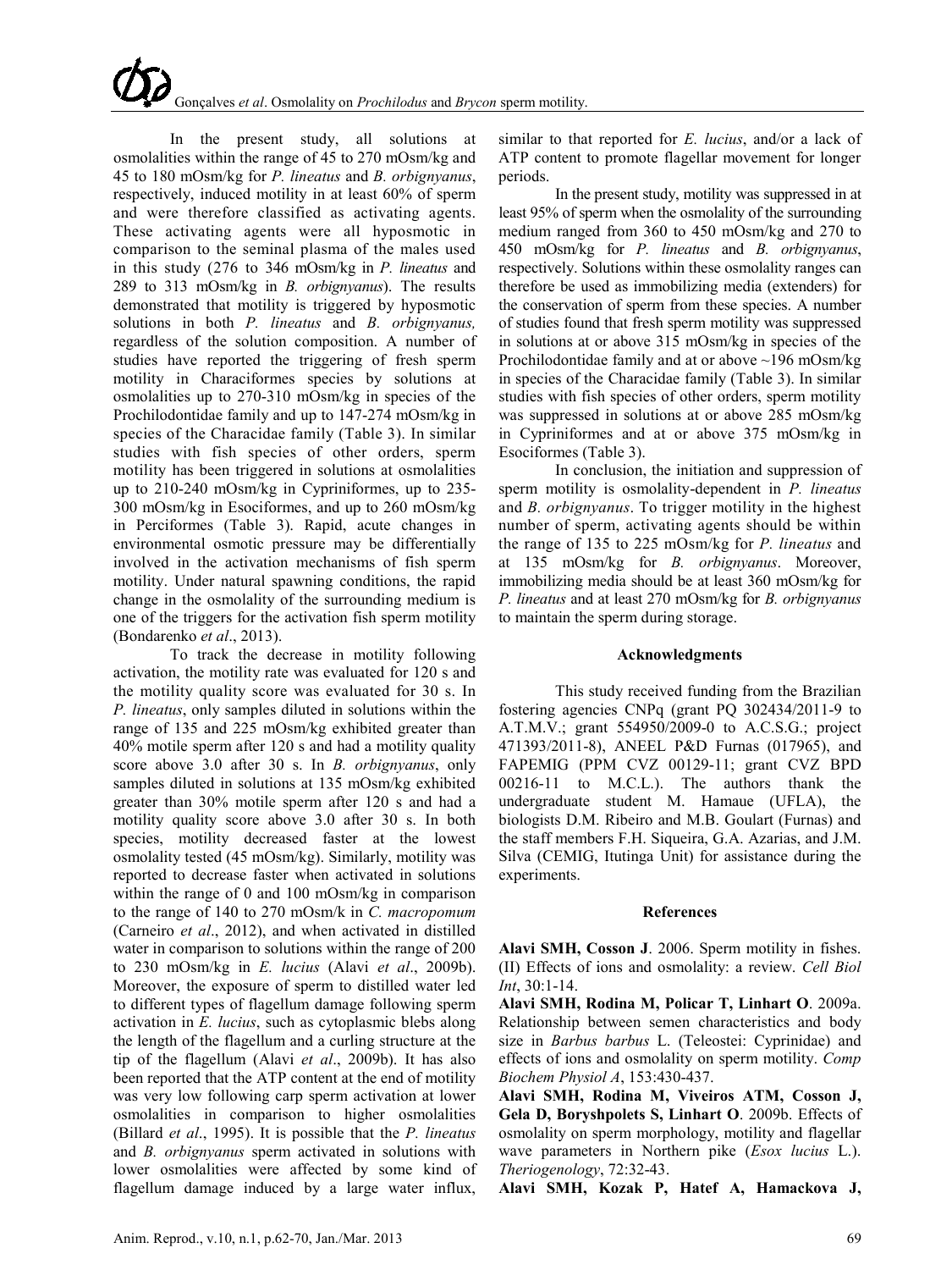In the present study, all solutions at osmolalities within the range of 45 to 270 mOsm/kg and 45 to 180 mOsm/kg for *P. lineatus* and *B. orbignyanus*, respectively, induced motility in at least 60% of sperm and were therefore classified as activating agents. These activating agents were all hyposmotic in comparison to the seminal plasma of the males used in this study (276 to 346 mOsm/kg in *P. lineatus* and 289 to 313 mOsm/kg in *B. orbignyanus*). The results demonstrated that motility is triggered by hyposmotic solutions in both *P. lineatus* and *B. orbignyanus,* regardless of the solution composition. A number of studies have reported the triggering of fresh sperm motility in Characiformes species by solutions at osmolalities up to 270-310 mOsm/kg in species of the Prochilodontidae family and up to 147-274 mOsm/kg in species of the Characidae family (Table 3). In similar studies with fish species of other orders, sperm motility has been triggered in solutions at osmolalities up to 210-240 mOsm/kg in Cypriniformes, up to 235-300 mOsm/kg in Esociformes, and up to 260 mOsm/kg in Perciformes (Table 3). Rapid, acute changes in environmental osmotic pressure may be differentially involved in the activation mechanisms of fish sperm motility. Under natural spawning conditions, the rapid change in the osmolality of the surrounding medium is one of the triggers for the activation fish sperm motility (Bondarenko *et al*., 2013).

To track the decrease in motility following activation, the motility rate was evaluated for 120 s and the motility quality score was evaluated for 30 s. In *P. lineatus*, only samples diluted in solutions within the range of 135 and 225 mOsm/kg exhibited greater than 40% motile sperm after 120 s and had a motility quality score above 3.0 after 30 s. In *B. orbignyanus*, only samples diluted in solutions at 135 mOsm/kg exhibited greater than 30% motile sperm after 120 s and had a motility quality score above 3.0 after 30 s. In both species, motility decreased faster at the lowest osmolality tested (45 mOsm/kg). Similarly, motility was reported to decrease faster when activated in solutions within the range of 0 and 100 mOsm/kg in comparison to the range of 140 to 270 mOsm/k in *C. macropomum* (Carneiro *et al*., 2012), and when activated in distilled water in comparison to solutions within the range of 200 to 230 mOsm/kg in *E. lucius* (Alavi *et al*., 2009b). Moreover, the exposure of sperm to distilled water led to different types of flagellum damage following sperm activation in *E. lucius*, such as cytoplasmic blebs along the length of the flagellum and a curling structure at the tip of the flagellum (Alavi *et al*., 2009b). It has also been reported that the ATP content at the end of motility was very low following carp sperm activation at lower osmolalities in comparison to higher osmolalities (Billard *et al*., 1995). It is possible that the *P. lineatus* and *B. orbignyanus* sperm activated in solutions with lower osmolalities were affected by some kind of flagellum damage induced by a large water influx, similar to that reported for *E. lucius*, and/or a lack of ATP content to promote flagellar movement for longer periods.

In the present study, motility was suppressed in at least 95% of sperm when the osmolality of the surrounding medium ranged from 360 to 450 mOsm/kg and 270 to 450 mOsm/kg for *P. lineatus* and *B. orbignyanus*, respectively. Solutions within these osmolality ranges can therefore be used as immobilizing media (extenders) for the conservation of sperm from these species. A number of studies found that fresh sperm motility was suppressed in solutions at or above 315 mOsm/kg in species of the Prochilodontidae family and at or above ~196 mOsm/kg in species of the Characidae family (Table 3). In similar studies with fish species of other orders, sperm motility was suppressed in solutions at or above 285 mOsm/kg in Cypriniformes and at or above 375 mOsm/kg in Esociformes (Table 3).

In conclusion, the initiation and suppression of sperm motility is osmolality-dependent in *P. lineatus* and *B. orbignyanus*. To trigger motility in the highest number of sperm, activating agents should be within the range of 135 to 225 mOsm/kg for *P. lineatus* and at 135 mOsm/kg for *B. orbignyanus*. Moreover, immobilizing media should be at least 360 mOsm/kg for *P. lineatus* and at least 270 mOsm/kg for *B. orbignyanus* to maintain the sperm during storage.

## Acknowledgments

This study received funding from the Brazilian fostering agencies CNPq (grant PQ 302434/2011-9 to A.T.M.V.; grant 554950/2009-0 to A.C.S.G.; project 471393/2011-8), ANEEL P&D Furnas (017965), and FAPEMIG (PPM CVZ 00129-11; grant CVZ BPD 00216-11 to M.C.L.). The authors thank the undergraduate student M. Hamaue (UFLA), the biologists D.M. Ribeiro and M.B. Goulart (Furnas) and the staff members F.H. Siqueira, G.A. Azarias, and J.M. Silva (CEMIG, Itutinga Unit) for assistance during the experiments.

## References

**Alavi SMH, Cosson J**. 2006. Sperm motility in fishes. (II) Effects of ions and osmolality: a review. *Cell Biol Int*, 30:1-14.

**Alavi SMH, Rodina M, Policar T, Linhart O**. 2009a. Relationship between semen characteristics and body size in *Barbus barbus* L. (Teleostei: Cyprinidae) and effects of ions and osmolality on sperm motility. *Comp Biochem Physiol A*, 153:430-437.

**Alavi SMH, Rodina M, Viveiros ATM, Cosson J, Gela D, Boryshpolets S, Linhart O**. 2009b. Effects of osmolality on sperm morphology, motility and flagellar wave parameters in Northern pike (*Esox lucius* L.). *Theriogenology*, 72:32-43.

**Alavi SMH, Kozak P, Hatef A, Hamackova J,**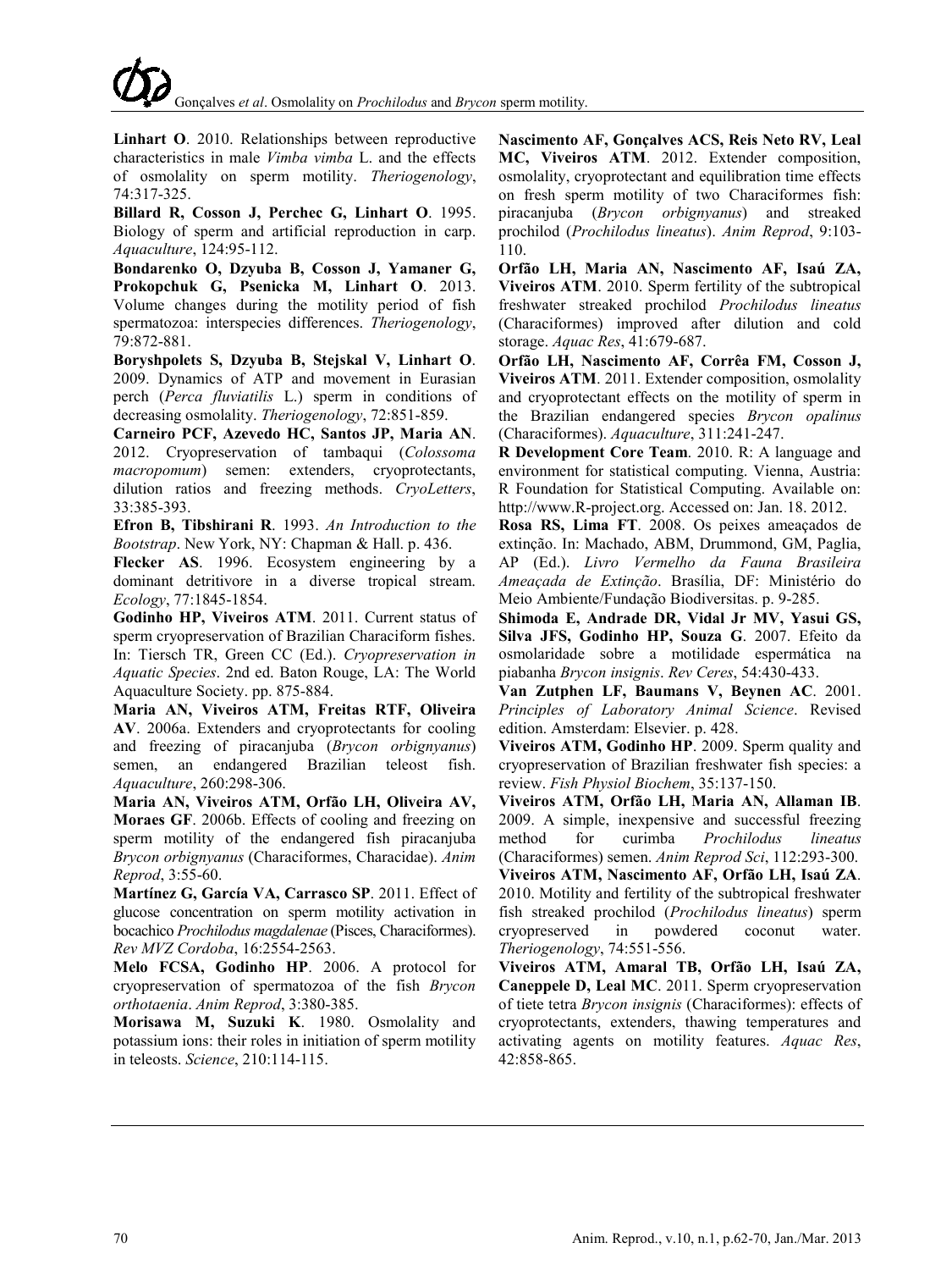**Linhart O**. 2010. Relationships between reproductive characteristics in male *Vimba vimba* L. and the effects of osmolality on sperm motility. *Theriogenology*, 74:317-325.

**Billard R, Cosson J, Perchec G, Linhart O**. 1995. Biology of sperm and artificial reproduction in carp. *Aquaculture*, 124:95-112.

**Bondarenko O, Dzyuba B, Cosson J, Yamaner G, Prokopchuk G, Psenicka M, Linhart O**. 2013. Volume changes during the motility period of fish spermatozoa: interspecies differences. *Theriogenology*, 79:872-881.

**Boryshpolets S, Dzyuba B, Stejskal V, Linhart O**. 2009. Dynamics of ATP and movement in Eurasian perch (*Perca fluviatilis* L.) sperm in conditions of decreasing osmolality. *Theriogenology*, 72:851-859.

**Carneiro PCF, Azevedo HC, Santos JP, Maria AN**. 2012. Cryopreservation of tambaqui (*Colossoma macropomum*) semen: extenders, cryoprotectants, dilution ratios and freezing methods. *CryoLetters*, 33:385-393.

**Efron B, Tibshirani R**. 1993. *An Introduction to the Bootstrap*. New York, NY: Chapman & Hall. p. 436.

**Flecker AS**. 1996. Ecosystem engineering by a dominant detritivore in a diverse tropical stream. *Ecology*, 77:1845-1854.

**Godinho HP, Viveiros ATM**. 2011. Current status of sperm cryopreservation of Brazilian Characiform fishes. In: Tiersch TR, Green CC (Ed.). *Cryopreservation in Aquatic Species*. 2nd ed. Baton Rouge, LA: The World Aquaculture Society. pp. 875-884.

**Maria AN, Viveiros ATM, Freitas RTF, Oliveira AV**. 2006a. Extenders and cryoprotectants for cooling and freezing of piracanjuba (*Brycon orbignyanus*) semen, an endangered Brazilian teleost fish. *Aquaculture*, 260:298-306.

**Maria AN, Viveiros ATM, Orfão LH, Oliveira AV, Moraes GF**. 2006b. Effects of cooling and freezing on sperm motility of the endangered fish piracanjuba *Brycon orbignyanus* (Characiformes, Characidae). *Anim Reprod*, 3:55-60.

**Martínez G, García VA, Carrasco SP**. 2011. Effect of glucose concentration on sperm motility activation in bocachico *Prochilodus magdalenae* (Pisces, Characiformes). *Rev MVZ Cordoba*, 16:2554-2563.

**Melo FCSA, Godinho HP**. 2006. A protocol for cryopreservation of spermatozoa of the fish *Brycon orthotaenia*. *Anim Reprod*, 3:380-385.

**Morisawa M, Suzuki K**. 1980. Osmolality and potassium ions: their roles in initiation of sperm motility in teleosts. *Science*, 210:114-115.

**Nascimento AF, Gonçalves ACS, Reis Neto RV, Leal MC, Viveiros ATM**. 2012. Extender composition, osmolality, cryoprotectant and equilibration time effects on fresh sperm motility of two Characiformes fish: piracanjuba (*Brycon orbignyanus*) and streaked prochilod (*Prochilodus lineatus*). *Anim Reprod*, 9:103-110.

**Orfão LH, Maria AN, Nascimento AF, Isaú ZA, Viveiros ATM**. 2010. Sperm fertility of the subtropical freshwater streaked prochilod *Prochilodus lineatus* (Characiformes) improved after dilution and cold storage. *Aquac Res*, 41:679-687.

**Orfão LH, Nascimento AF, Corrêa FM, Cosson J, Viveiros ATM**. 2011. Extender composition, osmolality and cryoprotectant effects on the motility of sperm in the Brazilian endangered species *Brycon opalinus* (Characiformes). *Aquaculture*, 311:241-247.

**R Development Core Team**. 2010. R: A language and environment for statistical computing. Vienna, Austria: R Foundation for Statistical Computing. Available on: http://www.R-project.org. Accessed on: Jan. 18. 2012.

**Rosa RS, Lima FT**. 2008. Os peixes ameaçados de extinção. In: Machado, ABM, Drummond, GM, Paglia, AP (Ed.). *Livro Vermelho da Fauna Brasileira Ameaçada de Extinção*. Brasília, DF: Ministério do Meio Ambiente/Fundação Biodiversitas. p. 9-285.

**Shimoda E, Andrade DR, Vidal Jr MV, Yasui GS, Silva JFS, Godinho HP, Souza G**. 2007. Efeito da osmolaridade sobre a motilidade espermática na piabanha *Brycon insignis*. *Rev Ceres*, 54:430-433.

**Van Zutphen LF, Baumans V, Beynen AC**. 2001. *Principles of Laboratory Animal Science*. Revised edition. Amsterdam: Elsevier. p. 428.

**Viveiros ATM, Godinho HP**. 2009. Sperm quality and cryopreservation of Brazilian freshwater fish species: a review. *Fish Physiol Biochem*, 35:137-150.

**Viveiros ATM, Orfão LH, Maria AN, Allaman IB**. 2009. A simple, inexpensive and successful freezing method for curimba *Prochilodus lineatus* (Characiformes) semen. *Anim Reprod Sci*, 112:293-300.

**Viveiros ATM, Nascimento AF, Orfão LH, Isaú ZA**. 2010. Motility and fertility of the subtropical freshwater fish streaked prochilod (*Prochilodus lineatus*) sperm cryopreserved in powdered coconut water. *Theriogenology*, 74:551-556.

**Viveiros ATM, Amaral TB, Orfão LH, Isaú ZA, Caneppele D, Leal MC**. 2011. Sperm cryopreservation of tiete tetra *Brycon insignis* (Characiformes): effects of cryoprotectants, extenders, thawing temperatures and activating agents on motility features. *Aquac Res*, 42:858-865.